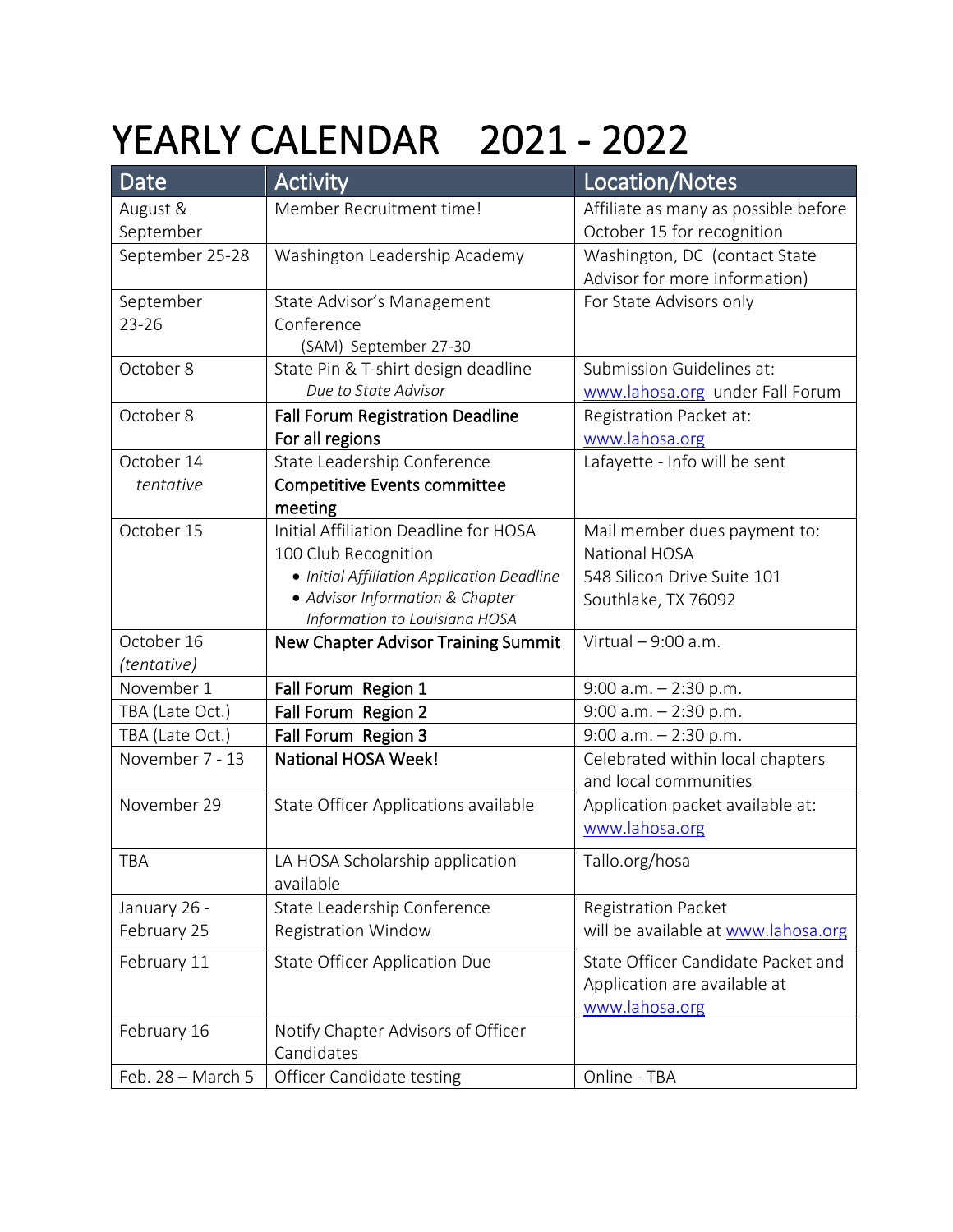# YEARLY CALENDAR 2021 - 2022

| Date | Activity | Location/Notes |
|---|---|---|
| August & September | Member Recruitment time! | Affiliate as many as possible before October 15 for recognition |
| September 25-28 | Washington Leadership Academy | Washington, DC (contact State Advisor for more information) |
| September 23-26 | State Advisor's Management Conference (SAM) September 27-30 | For State Advisors only |
| October 8 | State Pin & T-shirt design deadline *Due to State Advisor* | Submission Guidelines at: www.lahosa.org under Fall Forum |
| October 8 | **Fall Forum Registration Deadline For all regions** | Registration Packet at: www.lahosa.org |
| October 14 *tentative* | State Leadership Conference **Competitive Events committee meeting** | Lafayette - Info will be sent |
| October 15 | Initial Affiliation Deadline for HOSA 100 Club Recognition<br>• *Initial Affiliation Application Deadline*<br>• *Advisor Information & Chapter Information to Louisiana HOSA* | Mail member dues payment to: National HOSA 548 Silicon Drive Suite 101 Southlake, TX 76092 |
| October 16 *(tentative)* | **New Chapter Advisor Training Summit** | Virtual – 9:00 a.m. |
| November 1 | **Fall Forum Region 1** | 9:00 a.m. – 2:30 p.m. |
| TBA (Late Oct.) | **Fall Forum Region 2** | 9:00 a.m. – 2:30 p.m. |
| TBA (Late Oct.) | **Fall Forum Region 3** | 9:00 a.m. – 2:30 p.m. |
| November 7 - 13 | **National HOSA Week!** | Celebrated within local chapters and local communities |
| November 29 | State Officer Applications available | Application packet available at: www.lahosa.org |
| TBA | LA HOSA Scholarship application available | Tallo.org/hosa |
| January 26 - February 25 | State Leadership Conference Registration Window | Registration Packet will be available at www.lahosa.org |
| February 11 | State Officer Application Due | State Officer Candidate Packet and Application are available at www.lahosa.org |
| February 16 | Notify Chapter Advisors of Officer Candidates | |
| Feb. 28 – March 5 | Officer Candidate testing | Online - TBA |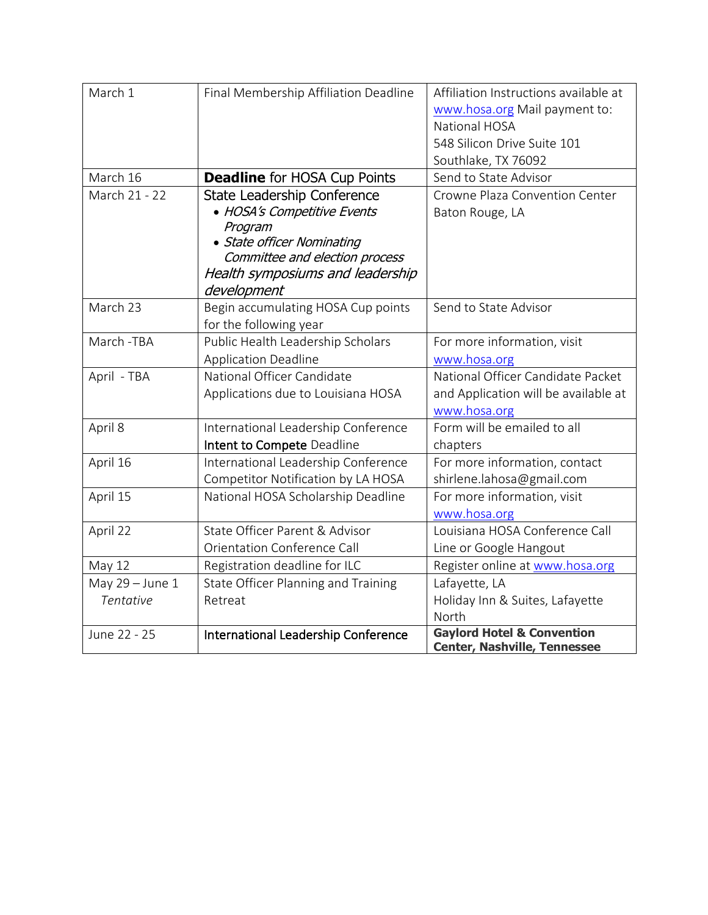| | | |
|---|---|---|
| March 1 | Final Membership Affiliation Deadline | Affiliation Instructions available at www.hosa.org Mail payment to: National HOSA 548 Silicon Drive Suite 101 Southlake, TX 76092 |
| March 16 | **Deadline** for HOSA Cup Points | Send to State Advisor |
| March 21 - 22 | State Leadership Conference<br>• *HOSA's Competitive Events Program*<br>• *State officer Nominating Committee and election process*<br>*Health symposiums and leadership development* | Crowne Plaza Convention Center Baton Rouge, LA |
| March 23 | Begin accumulating HOSA Cup points for the following year | Send to State Advisor |
| March -TBA | Public Health Leadership Scholars Application Deadline | For more information, visit www.hosa.org |
| April - TBA | National Officer Candidate Applications due to Louisiana HOSA | National Officer Candidate Packet and Application will be available at www.hosa.org |
| April 8 | International Leadership Conference Intent to Compete Deadline | Form will be emailed to all chapters |
| April 16 | International Leadership Conference Competitor Notification by LA HOSA | For more information, contact shirlene.lahosa@gmail.com |
| April 15 | National HOSA Scholarship Deadline | For more information, visit www.hosa.org |
| April 22 | State Officer Parent & Advisor Orientation Conference Call | Louisiana HOSA Conference Call Line or Google Hangout |
| May 12 | Registration deadline for ILC | Register online at www.hosa.org |
| May 29 – June 1 *Tentative* | State Officer Planning and Training Retreat | Lafayette, LA Holiday Inn & Suites, Lafayette North |
| June 22 - 25 | International Leadership Conference | **Gaylord Hotel & Convention Center, Nashville, Tennessee** |